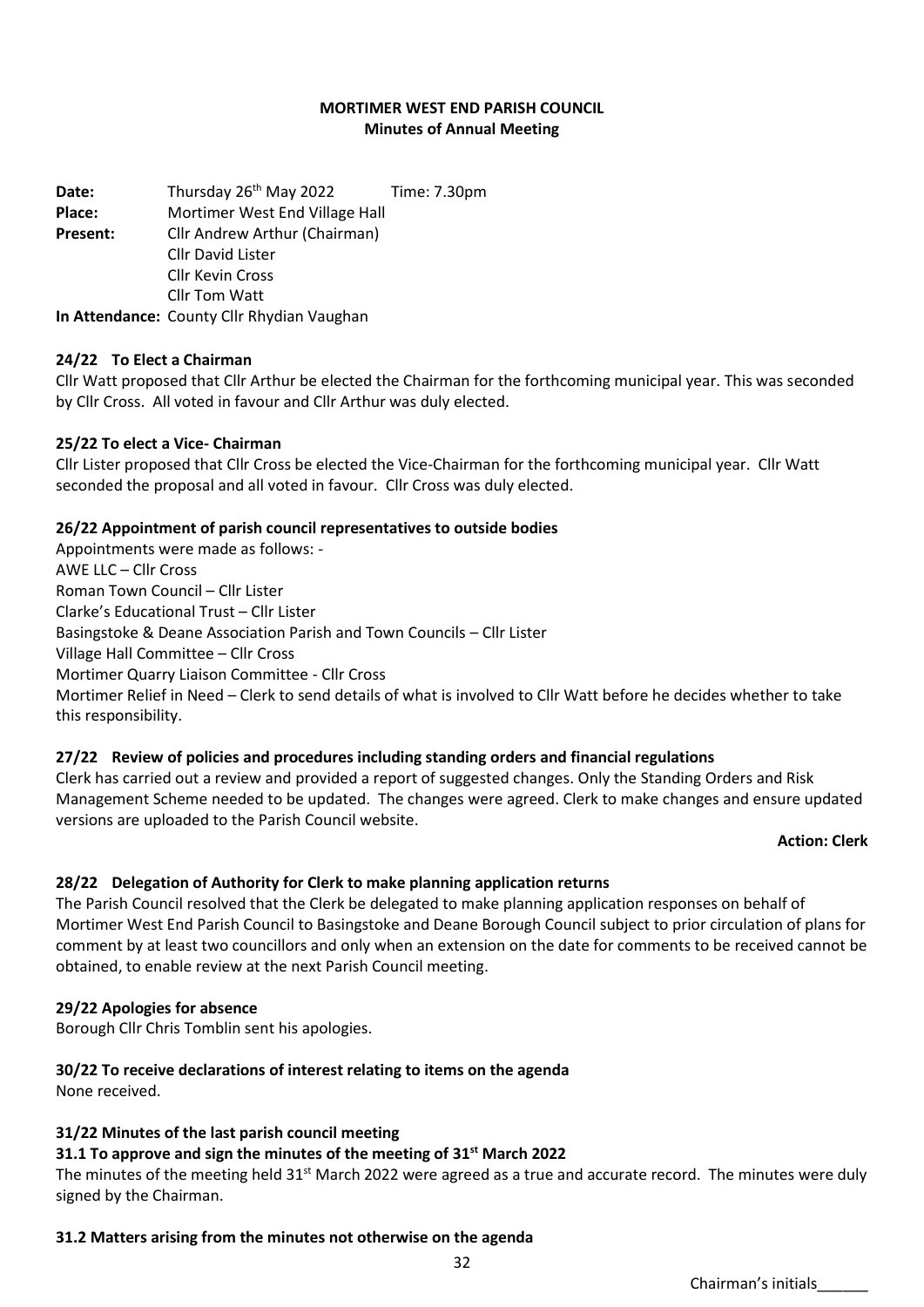**MORTIMER WEST END PARISH COUNCIL**
**Minutes of Annual Meeting**

**Date:** Thursday 26th May 2022 Time: 7.30pm
**Place:** Mortimer West End Village Hall
**Present:** Cllr Andrew Arthur (Chairman)
Cllr David Lister
Cllr Kevin Cross
Cllr Tom Watt
**In Attendance:** County Cllr Rhydian Vaughan

### 24/22 To Elect a Chairman

Cllr Watt proposed that Cllr Arthur be elected the Chairman for the forthcoming municipal year. This was seconded by Cllr Cross. All voted in favour and Cllr Arthur was duly elected.

### 25/22 To elect a Vice- Chairman

Cllr Lister proposed that Cllr Cross be elected the Vice-Chairman for the forthcoming municipal year. Cllr Watt seconded the proposal and all voted in favour. Cllr Cross was duly elected.

### 26/22 Appointment of parish council representatives to outside bodies

Appointments were made as follows: -
AWE LLC – Cllr Cross
Roman Town Council – Cllr Lister
Clarke's Educational Trust – Cllr Lister
Basingstoke & Deane Association Parish and Town Councils – Cllr Lister
Village Hall Committee – Cllr Cross
Mortimer Quarry Liaison Committee - Cllr Cross
Mortimer Relief in Need – Clerk to send details of what is involved to Cllr Watt before he decides whether to take this responsibility.

### 27/22 Review of policies and procedures including standing orders and financial regulations

Clerk has carried out a review and provided a report of suggested changes. Only the Standing Orders and Risk Management Scheme needed to be updated. The changes were agreed. Clerk to make changes and ensure updated versions are uploaded to the Parish Council website.

**Action: Clerk**

### 28/22 Delegation of Authority for Clerk to make planning application returns

The Parish Council resolved that the Clerk be delegated to make planning application responses on behalf of Mortimer West End Parish Council to Basingstoke and Deane Borough Council subject to prior circulation of plans for comment by at least two councillors and only when an extension on the date for comments to be received cannot be obtained, to enable review at the next Parish Council meeting.

### 29/22 Apologies for absence

Borough Cllr Chris Tomblin sent his apologies.

### 30/22 To receive declarations of interest relating to items on the agenda

None received.

### 31/22 Minutes of the last parish council meeting

#### 31.1 To approve and sign the minutes of the meeting of 31st March 2022

The minutes of the meeting held 31st March 2022 were agreed as a true and accurate record. The minutes were duly signed by the Chairman.

#### 31.2 Matters arising from the minutes not otherwise on the agenda

Chairman's initials______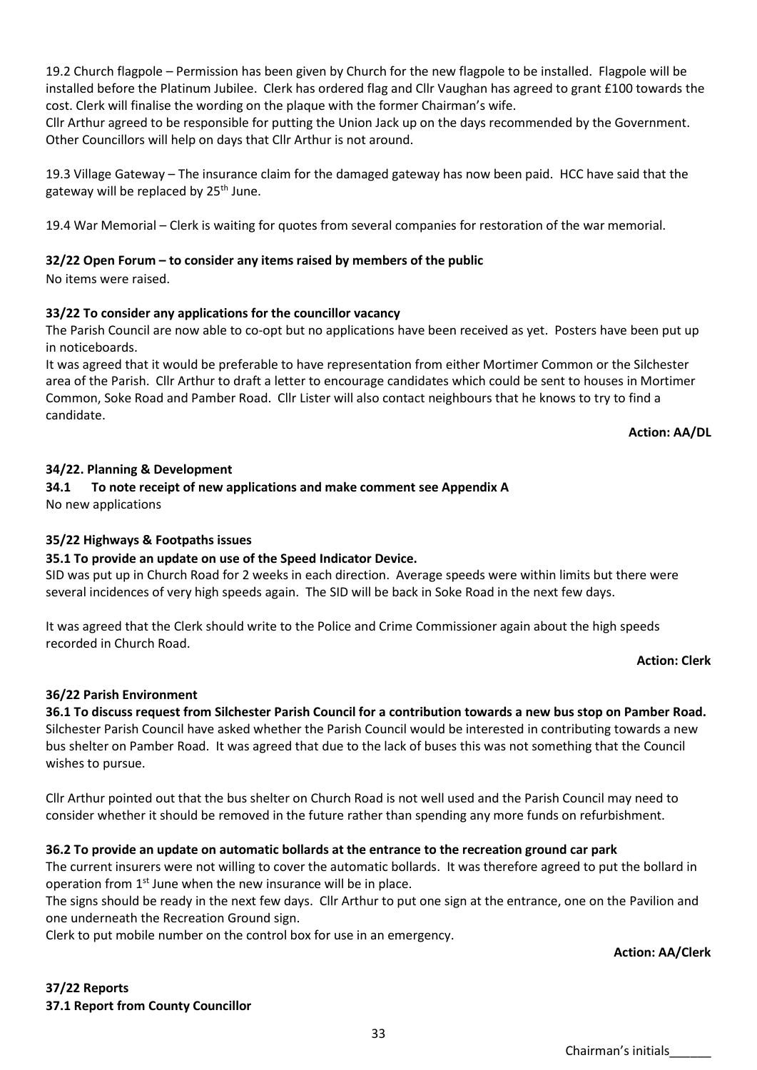19.2 Church flagpole – Permission has been given by Church for the new flagpole to be installed. Flagpole will be installed before the Platinum Jubilee. Clerk has ordered flag and Cllr Vaughan has agreed to grant £100 towards the cost. Clerk will finalise the wording on the plaque with the former Chairman's wife.
Cllr Arthur agreed to be responsible for putting the Union Jack up on the days recommended by the Government. Other Councillors will help on days that Cllr Arthur is not around.

19.3 Village Gateway – The insurance claim for the damaged gateway has now been paid. HCC have said that the gateway will be replaced by 25th June.

19.4 War Memorial – Clerk is waiting for quotes from several companies for restoration of the war memorial.

**32/22 Open Forum – to consider any items raised by members of the public**

No items were raised.

**33/22 To consider any applications for the councillor vacancy**

The Parish Council are now able to co-opt but no applications have been received as yet. Posters have been put up in noticeboards.
It was agreed that it would be preferable to have representation from either Mortimer Common or the Silchester area of the Parish. Cllr Arthur to draft a letter to encourage candidates which could be sent to houses in Mortimer Common, Soke Road and Pamber Road. Cllr Lister will also contact neighbours that he knows to try to find a candidate.

**Action: AA/DL**

**34/22. Planning & Development**

**34.1 To note receipt of new applications and make comment see Appendix A**

No new applications

**35/22 Highways & Footpaths issues**

**35.1 To provide an update on use of the Speed Indicator Device.**

SID was put up in Church Road for 2 weeks in each direction. Average speeds were within limits but there were several incidences of very high speeds again. The SID will be back in Soke Road in the next few days.

It was agreed that the Clerk should write to the Police and Crime Commissioner again about the high speeds recorded in Church Road.

**Action: Clerk**

**36/22 Parish Environment**

**36.1 To discuss request from Silchester Parish Council for a contribution towards a new bus stop on Pamber Road.**

Silchester Parish Council have asked whether the Parish Council would be interested in contributing towards a new bus shelter on Pamber Road. It was agreed that due to the lack of buses this was not something that the Council wishes to pursue.

Cllr Arthur pointed out that the bus shelter on Church Road is not well used and the Parish Council may need to consider whether it should be removed in the future rather than spending any more funds on refurbishment.

**36.2 To provide an update on automatic bollards at the entrance to the recreation ground car park**

The current insurers were not willing to cover the automatic bollards. It was therefore agreed to put the bollard in operation from 1st June when the new insurance will be in place.
The signs should be ready in the next few days. Cllr Arthur to put one sign at the entrance, one on the Pavilion and one underneath the Recreation Ground sign.
Clerk to put mobile number on the control box for use in an emergency.

**Action: AA/Clerk**

**37/22 Reports**

**37.1 Report from County Councillor**

Chairman's initials______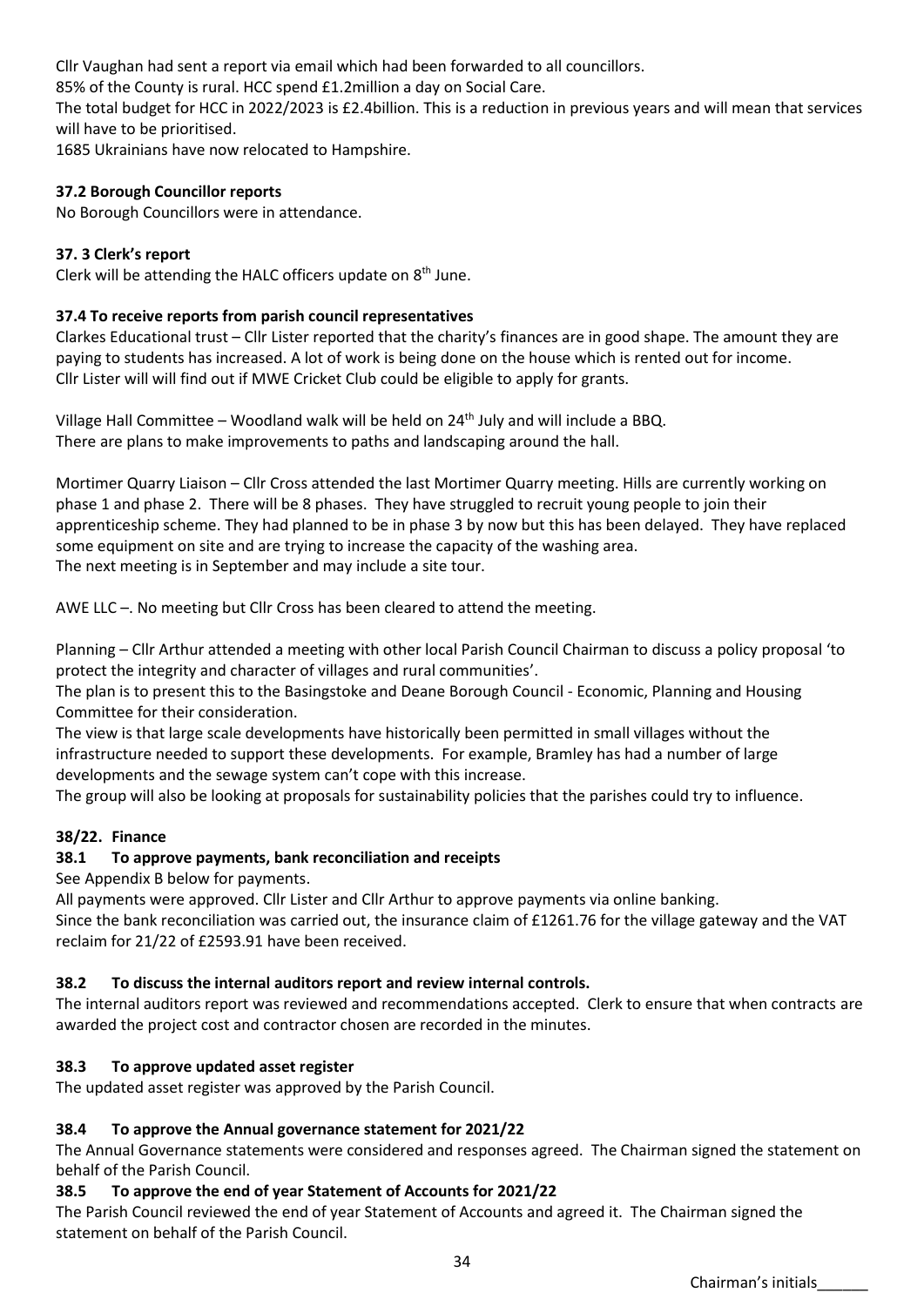Cllr Vaughan had sent a report via email which had been forwarded to all councillors.
85% of the County is rural. HCC spend £1.2million a day on Social Care.
The total budget for HCC in 2022/2023 is £2.4billion. This is a reduction in previous years and will mean that services will have to be prioritised.
1685 Ukrainians have now relocated to Hampshire.

**37.2 Borough Councillor reports**

No Borough Councillors were in attendance.

**37. 3 Clerk's report**

Clerk will be attending the HALC officers update on 8th June.

**37.4 To receive reports from parish council representatives**

Clarkes Educational trust – Cllr Lister reported that the charity's finances are in good shape. The amount they are paying to students has increased. A lot of work is being done on the house which is rented out for income.
Cllr Lister will will find out if MWE Cricket Club could be eligible to apply for grants.

Village Hall Committee – Woodland walk will be held on 24th July and will include a BBQ.
There are plans to make improvements to paths and landscaping around the hall.

Mortimer Quarry Liaison – Cllr Cross attended the last Mortimer Quarry meeting. Hills are currently working on phase 1 and phase 2. There will be 8 phases. They have struggled to recruit young people to join their apprenticeship scheme. They had planned to be in phase 3 by now but this has been delayed. They have replaced some equipment on site and are trying to increase the capacity of the washing area.
The next meeting is in September and may include a site tour.

AWE LLC –. No meeting but Cllr Cross has been cleared to attend the meeting.

Planning – Cllr Arthur attended a meeting with other local Parish Council Chairman to discuss a policy proposal 'to protect the integrity and character of villages and rural communities'.
The plan is to present this to the Basingstoke and Deane Borough Council - Economic, Planning and Housing Committee for their consideration.
The view is that large scale developments have historically been permitted in small villages without the infrastructure needed to support these developments. For example, Bramley has had a number of large developments and the sewage system can't cope with this increase.
The group will also be looking at proposals for sustainability policies that the parishes could try to influence.

**38/22. Finance**

**38.1 To approve payments, bank reconciliation and receipts**

See Appendix B below for payments.
All payments were approved. Cllr Lister and Cllr Arthur to approve payments via online banking.
Since the bank reconciliation was carried out, the insurance claim of £1261.76 for the village gateway and the VAT reclaim for 21/22 of £2593.91 have been received.

**38.2 To discuss the internal auditors report and review internal controls.**

The internal auditors report was reviewed and recommendations accepted. Clerk to ensure that when contracts are awarded the project cost and contractor chosen are recorded in the minutes.

**38.3 To approve updated asset register**

The updated asset register was approved by the Parish Council.

**38.4 To approve the Annual governance statement for 2021/22**

The Annual Governance statements were considered and responses agreed. The Chairman signed the statement on behalf of the Parish Council.

**38.5 To approve the end of year Statement of Accounts for 2021/22**

The Parish Council reviewed the end of year Statement of Accounts and agreed it. The Chairman signed the statement on behalf of the Parish Council.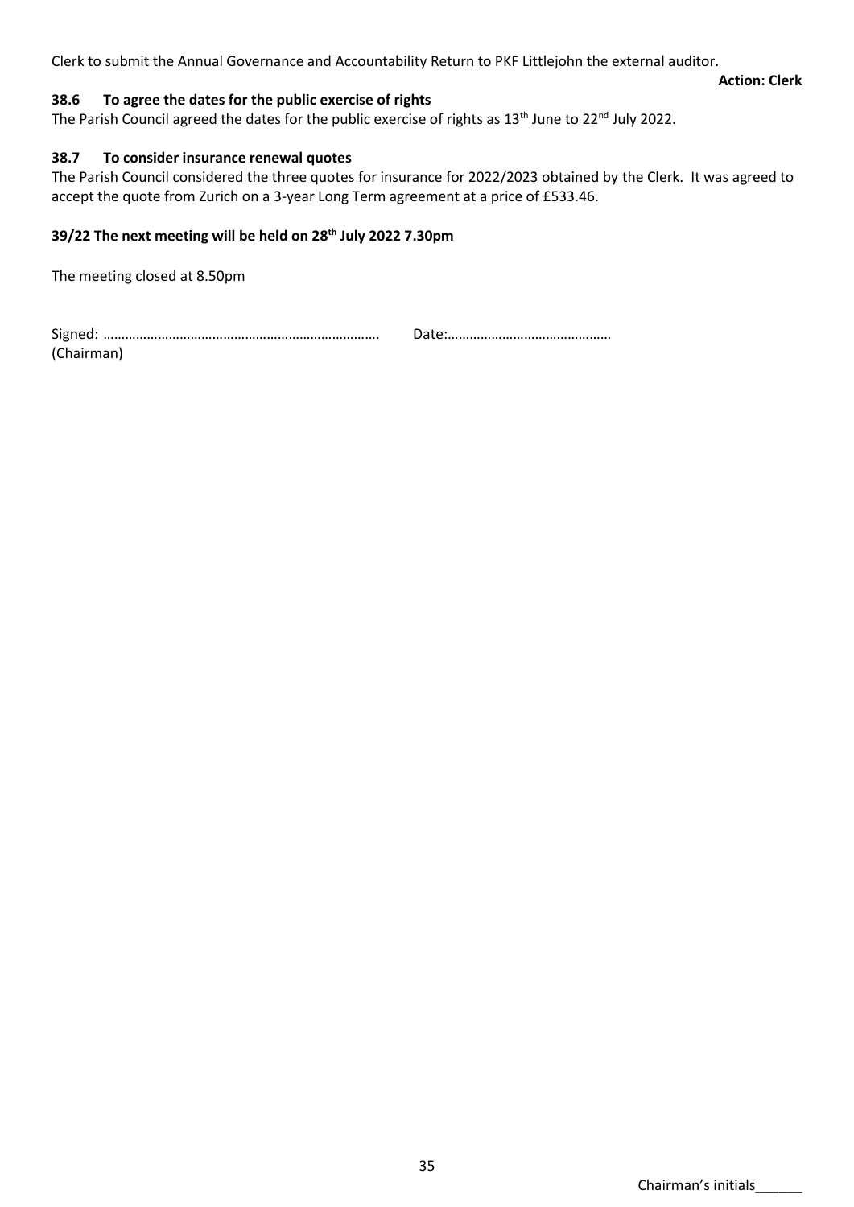Clerk to submit the Annual Governance and Accountability Return to PKF Littlejohn the external auditor.

**Action: Clerk**

### 38.6 To agree the dates for the public exercise of rights

The Parish Council agreed the dates for the public exercise of rights as 13th June to 22nd July 2022.

### 38.7 To consider insurance renewal quotes

The Parish Council considered the three quotes for insurance for 2022/2023 obtained by the Clerk. It was agreed to accept the quote from Zurich on a 3-year Long Term agreement at a price of £533.46.

### 39/22 The next meeting will be held on 28th July 2022 7.30pm

The meeting closed at 8.50pm

Signed: …………………………………………………………………. Date:………………………………………
(Chairman)

Chairman's initials______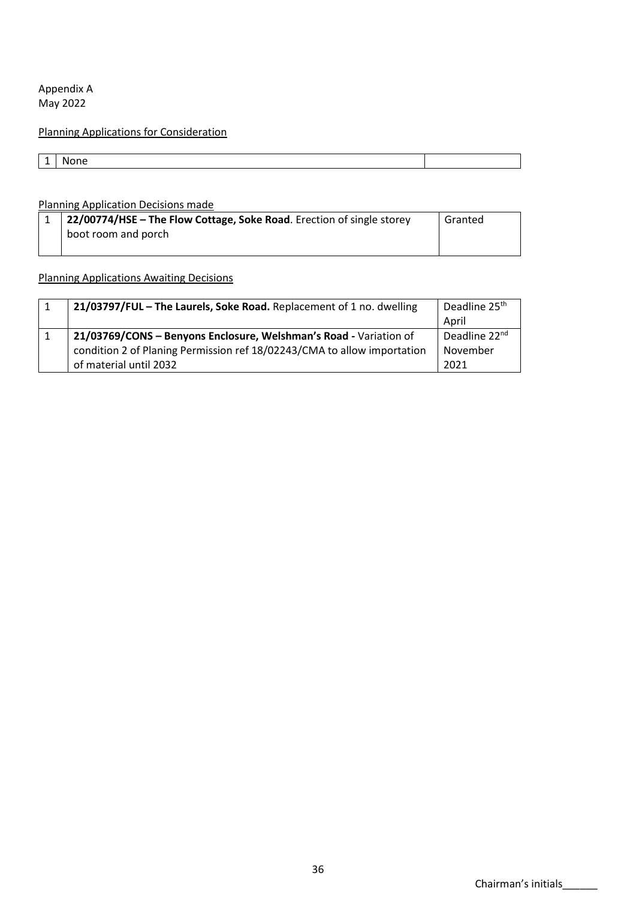Appendix A
May 2022

<u>Planning Applications for Consideration</u>

| | | |
|---|---|---|
| 1 | None | |

<u>Planning Application Decisions made</u>

| | | |
|---|---|---|
| 1 | **22/00774/HSE – The Flow Cottage, Soke Road**. Erection of single storey boot room and porch | Granted |

<u>Planning Applications Awaiting Decisions</u>

| | | |
|---|---|---|
| 1 | **21/03797/FUL – The Laurels, Soke Road.** Replacement of 1 no. dwelling | Deadline 25th April |
| 1 | **21/03769/CONS – Benyons Enclosure, Welshman's Road -** Variation of condition 2 of Planing Permission ref 18/02243/CMA to allow importation of material until 2032 | Deadline 22nd November 2021 |

Chairman's initials______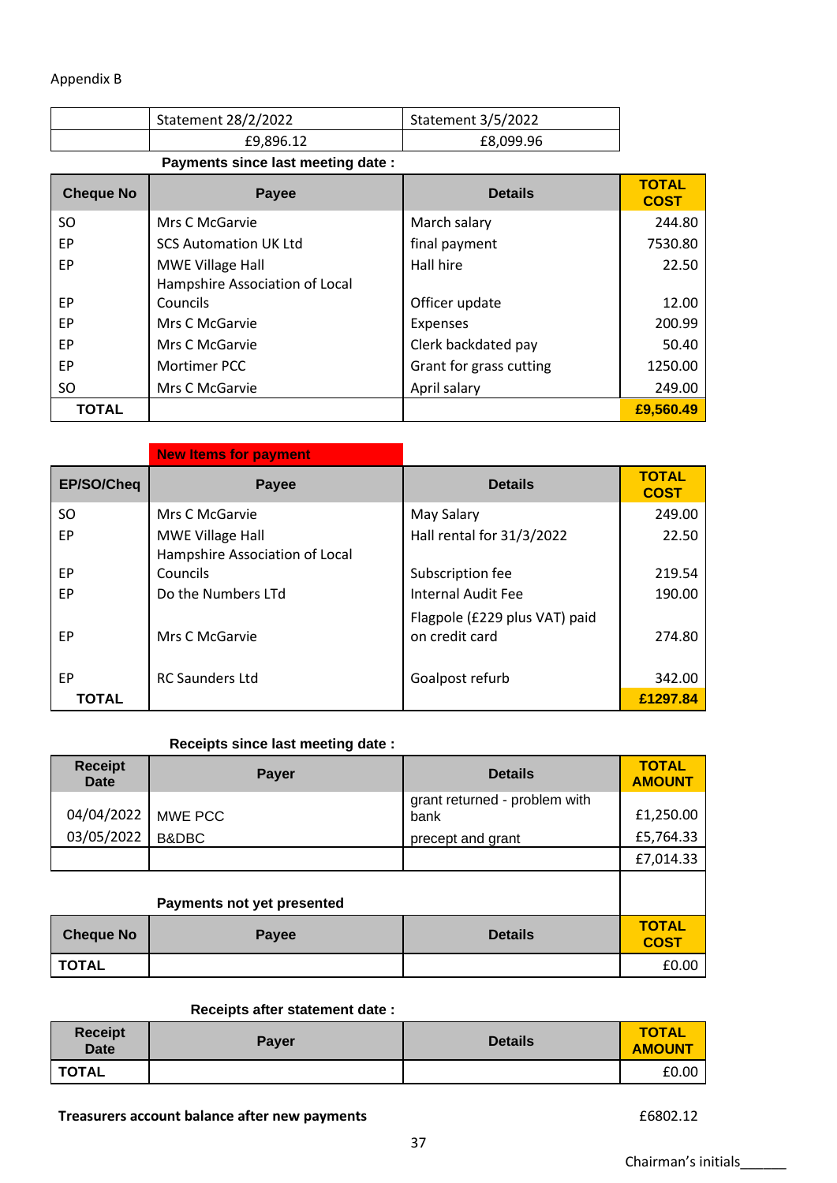Appendix B

| | Statement 28/2/2022 | Statement 3/5/2022 |
|---|---|---|
| | £9,896.12 | £8,099.96 |

**Payments since last meeting date :**

| Cheque No | Payee | Details | TOTAL COST |
|---|---|---|---|
| SO | Mrs C McGarvie | March salary | 244.80 |
| EP | SCS Automation UK Ltd | final payment | 7530.80 |
| EP | MWE Village Hall | Hall hire | 22.50 |
| EP | Hampshire Association of Local Councils | Officer update | 12.00 |
| EP | Mrs C McGarvie | Expenses | 200.99 |
| EP | Mrs C McGarvie | Clerk backdated pay | 50.40 |
| EP | Mortimer PCC | Grant for grass cutting | 1250.00 |
| SO | Mrs C McGarvie | April salary | 249.00 |
| **TOTAL** | | | **£9,560.49** |

**New Items for payment**

| EP/SO/Cheq | Payee | Details | TOTAL COST |
|---|---|---|---|
| SO | Mrs C McGarvie | May Salary | 249.00 |
| EP | MWE Village Hall | Hall rental for 31/3/2022 | 22.50 |
| EP | Hampshire Association of Local Councils | Subscription fee | 219.54 |
| EP | Do the Numbers LTd | Internal Audit Fee | 190.00 |
| EP | Mrs C McGarvie | Flagpole (£229 plus VAT) paid on credit card | 274.80 |
| EP | RC Saunders Ltd | Goalpost refurb | 342.00 |
| **TOTAL** | | | **£1297.84** |

**Receipts since last meeting date :**

| Receipt Date | Payer | Details | TOTAL AMOUNT |
|---|---|---|---|
| 04/04/2022 | MWE PCC | grant returned - problem with bank | £1,250.00 |
| 03/05/2022 | B&DBC | precept and grant | £5,764.33 |
| | | | £7,014.33 |

**Payments not yet presented**

| Cheque No | Payee | Details | TOTAL COST |
|---|---|---|---|
| **TOTAL** | | | £0.00 |

**Receipts after statement date :**

| Receipt Date | Payer | Details | TOTAL AMOUNT |
|---|---|---|---|
| **TOTAL** | | | £0.00 |

**Treasurers account balance after new payments** £6802.12

Chairman's initials______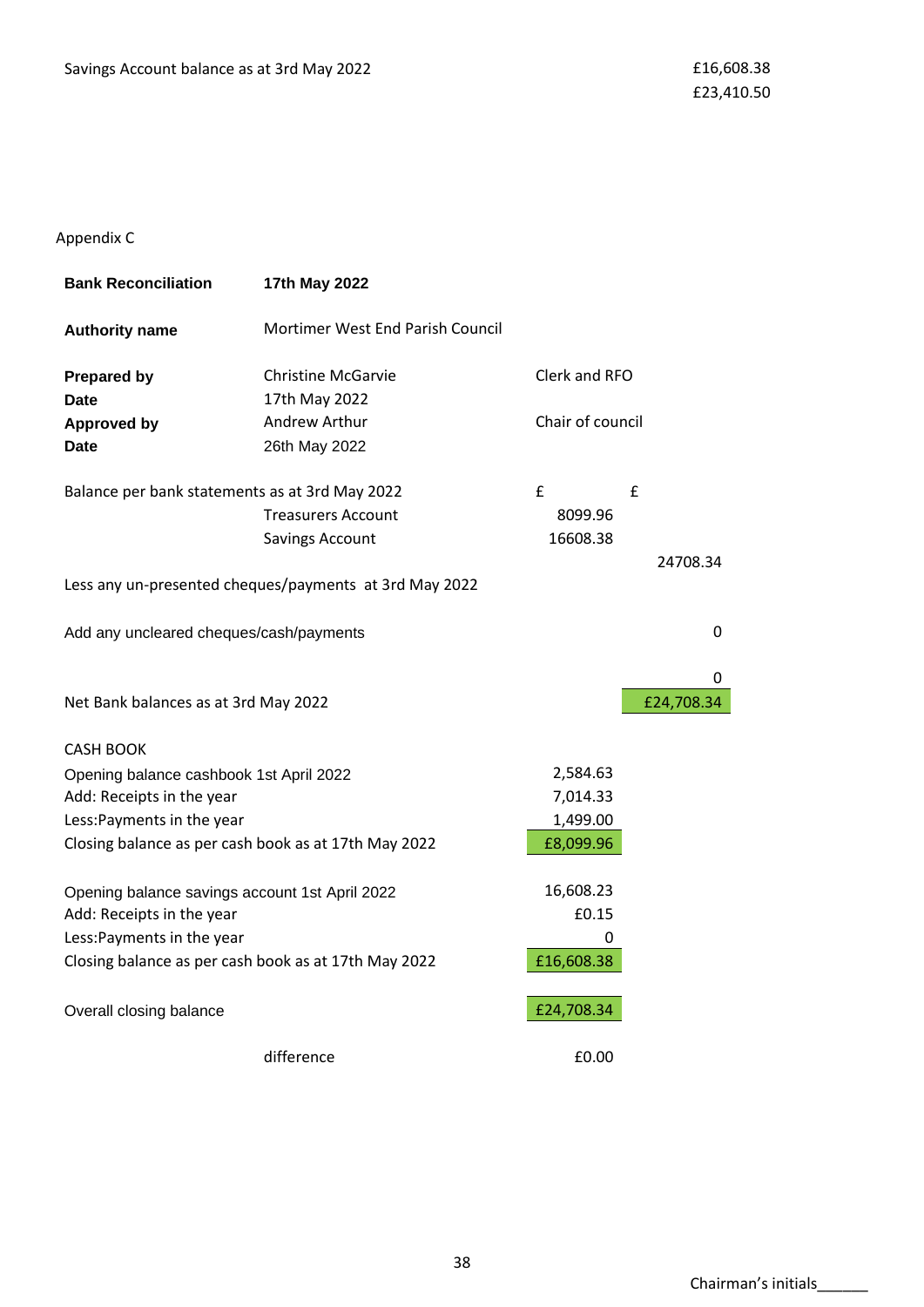Savings Account balance as at 3rd May 2022 £16,608.38

£23,410.50

Appendix C

| | | | |
|---|---|---|---|
| **Bank Reconciliation** | **17th May 2022** | | |
| **Authority name** | Mortimer West End Parish Council | | |
| **Prepared by** | Christine McGarvie | Clerk and RFO | |
| **Date** | 17th May 2022 | | |
| **Approved by** | Andrew Arthur | Chair of council | |
| **Date** | 26th May 2022 | | |
| Balance per bank statements as at 3rd May 2022 | | £ | £ |
| | Treasurers Account | 8099.96 | |
| | Savings Account | 16608.38 | |
| | | | 24708.34 |
| Less any un-presented cheques/payments at 3rd May 2022 | | | |
| Add any uncleared cheques/cash/payments | | | 0 |
| | | | 0 |
| Net Bank balances as at 3rd May 2022 | | | £24,708.34 |
| CASH BOOK | | | |
| Opening balance cashbook 1st April 2022 | | 2,584.63 | |
| Add: Receipts in the year | | 7,014.33 | |
| Less:Payments in the year | | 1,499.00 | |
| Closing balance as per cash book as at 17th May 2022 | | £8,099.96 | |
| Opening balance savings account 1st April 2022 | | 16,608.23 | |
| Add: Receipts in the year | | £0.15 | |
| Less:Payments in the year | | 0 | |
| Closing balance as per cash book as at 17th May 2022 | | £16,608.38 | |
| Overall closing balance | | £24,708.34 | |
| | difference | £0.00 | |

Chairman's initials______